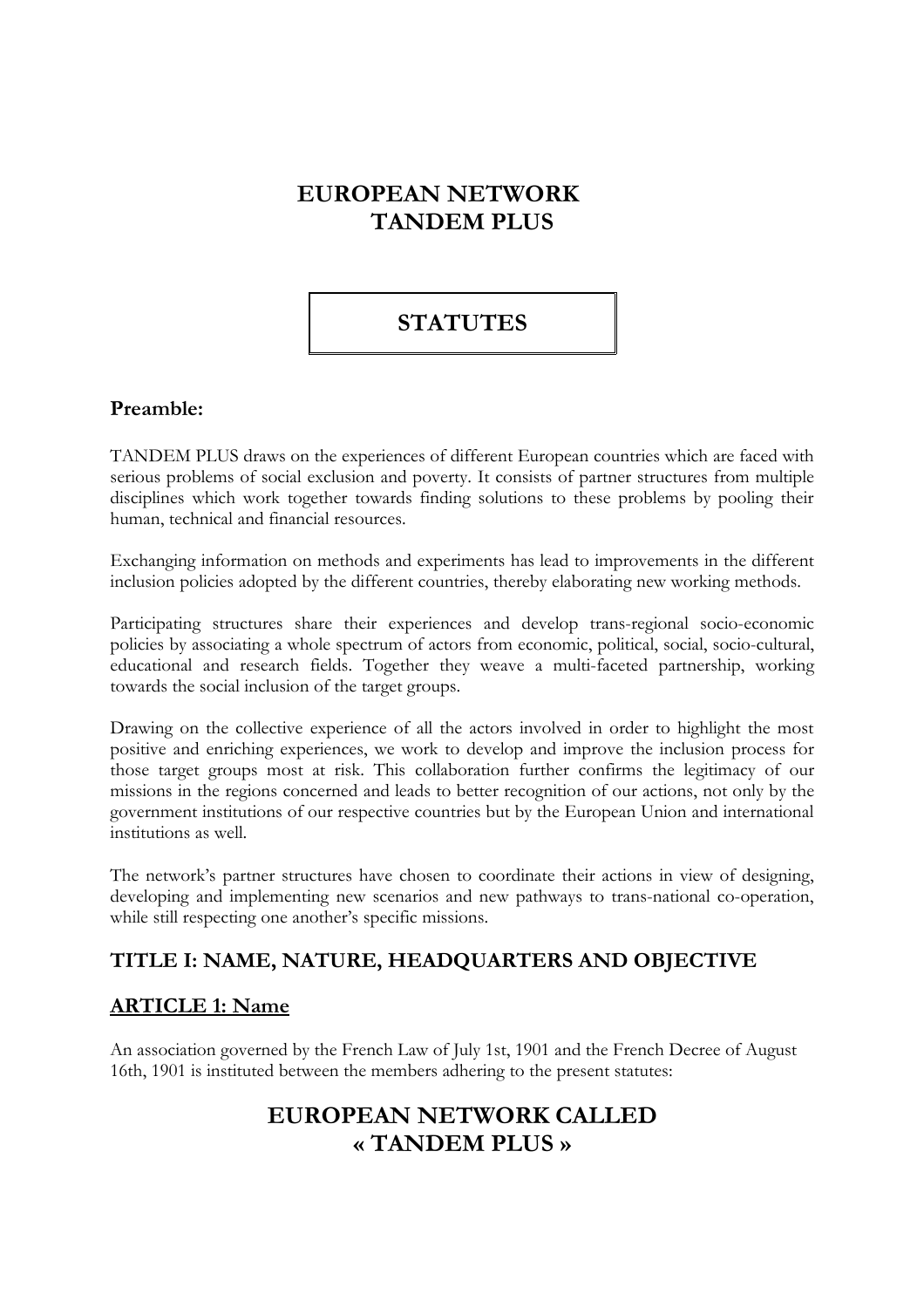# EUROPEAN NETWORK TANDEM PLUS

## STATUTES

### Preamble:

TANDEM PLUS draws on the experiences of different European countries which are faced with serious problems of social exclusion and poverty. It consists of partner structures from multiple disciplines which work together towards finding solutions to these problems by pooling their human, technical and financial resources.

Exchanging information on methods and experiments has lead to improvements in the different inclusion policies adopted by the different countries, thereby elaborating new working methods.

Participating structures share their experiences and develop trans-regional socio-economic policies by associating a whole spectrum of actors from economic, political, social, socio-cultural, educational and research fields. Together they weave a multi-faceted partnership, working towards the social inclusion of the target groups.

Drawing on the collective experience of all the actors involved in order to highlight the most positive and enriching experiences, we work to develop and improve the inclusion process for those target groups most at risk. This collaboration further confirms the legitimacy of our missions in the regions concerned and leads to better recognition of our actions, not only by the government institutions of our respective countries but by the European Union and international institutions as well.

The network's partner structures have chosen to coordinate their actions in view of designing, developing and implementing new scenarios and new pathways to trans-national co-operation, while still respecting one another's specific missions.

## TITLE I: NAME, NATURE, HEADQUARTERS AND OBJECTIVE

### ARTICLE 1: Name

An association governed by the French Law of July 1st, 1901 and the French Decree of August 16th, 1901 is instituted between the members adhering to the present statutes:

**EUROPEAN NETWORK CALLED « TANDEM PLUS »**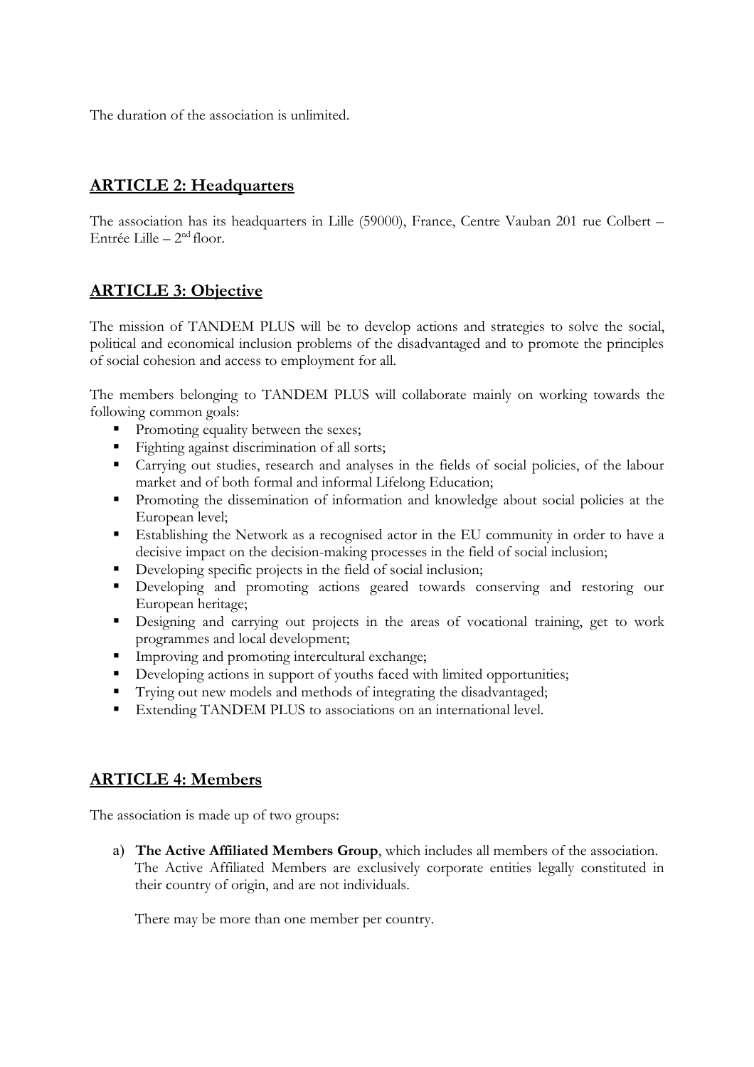The duration of the association is unlimited.

## ARTICLE 2: Headquarters

The association has its headquarters in Lille (59000), France, Centre Vauban 201 rue Colbert – Entrée Lille – 2nd floor.

## ARTICLE 3: Objective

The mission of TANDEM PLUS will be to develop actions and strategies to solve the social, political and economical inclusion problems of the disadvantaged and to promote the principles of social cohesion and access to employment for all.

The members belonging to TANDEM PLUS will collaborate mainly on working towards the following common goals:

- Promoting equality between the sexes;
- Fighting against discrimination of all sorts;
- Carrying out studies, research and analyses in the fields of social policies, of the labour market and of both formal and informal Lifelong Education;
- Promoting the dissemination of information and knowledge about social policies at the European level;
- Establishing the Network as a recognised actor in the EU community in order to have a decisive impact on the decision-making processes in the field of social inclusion;
- Developing specific projects in the field of social inclusion;
- Developing and promoting actions geared towards conserving and restoring our European heritage;
- Designing and carrying out projects in the areas of vocational training, get to work programmes and local development;
- Improving and promoting intercultural exchange;
- Developing actions in support of youths faced with limited opportunities;
- Trying out new models and methods of integrating the disadvantaged;
- Extending TANDEM PLUS to associations on an international level.

## ARTICLE 4: Members

The association is made up of two groups:

a) **The Active Affiliated Members Group**, which includes all members of the association. The Active Affiliated Members are exclusively corporate entities legally constituted in their country of origin, and are not individuals.

   There may be more than one member per country.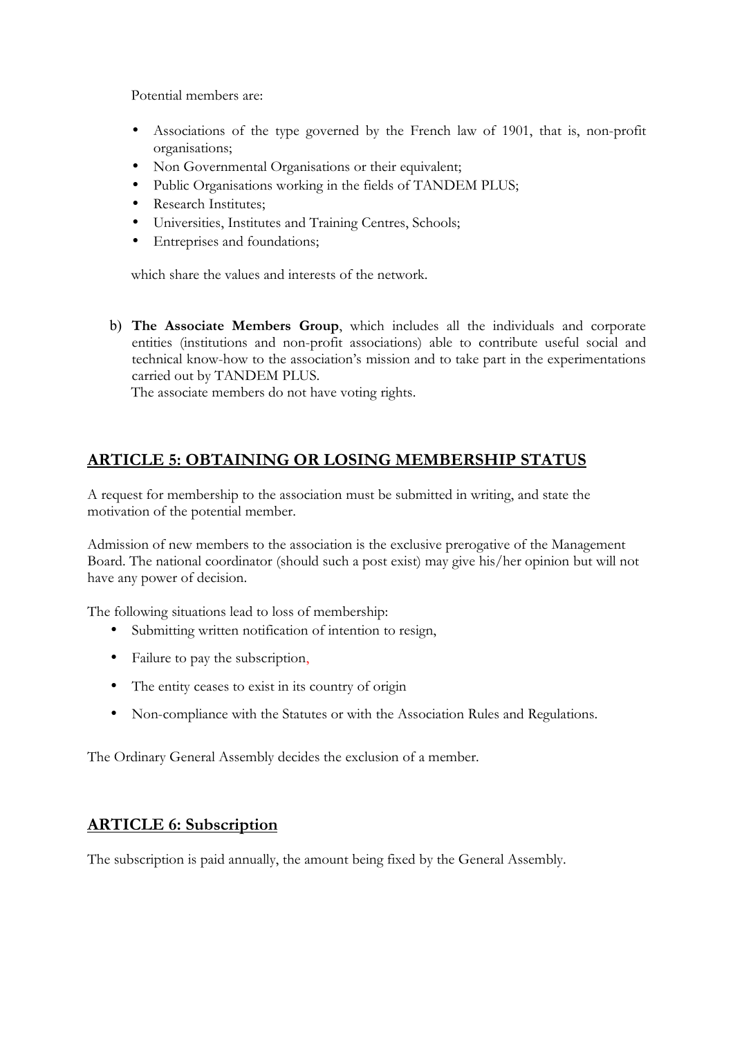Potential members are:

- Associations of the type governed by the French law of 1901, that is, non-profit organisations;
- Non Governmental Organisations or their equivalent;
- Public Organisations working in the fields of TANDEM PLUS;
- Research Institutes;
- Universities, Institutes and Training Centres, Schools;
- Entreprises and foundations;

which share the values and interests of the network.

b) **The Associate Members Group**, which includes all the individuals and corporate entities (institutions and non-profit associations) able to contribute useful social and technical know-how to the association's mission and to take part in the experimentations carried out by TANDEM PLUS.
The associate members do not have voting rights.

## ARTICLE 5: OBTAINING OR LOSING MEMBERSHIP STATUS

A request for membership to the association must be submitted in writing, and state the motivation of the potential member.

Admission of new members to the association is the exclusive prerogative of the Management Board. The national coordinator (should such a post exist) may give his/her opinion but will not have any power of decision.

The following situations lead to loss of membership:

- Submitting written notification of intention to resign,
- Failure to pay the subscription,
- The entity ceases to exist in its country of origin
- Non-compliance with the Statutes or with the Association Rules and Regulations.

The Ordinary General Assembly decides the exclusion of a member.

## ARTICLE 6: Subscription

The subscription is paid annually, the amount being fixed by the General Assembly.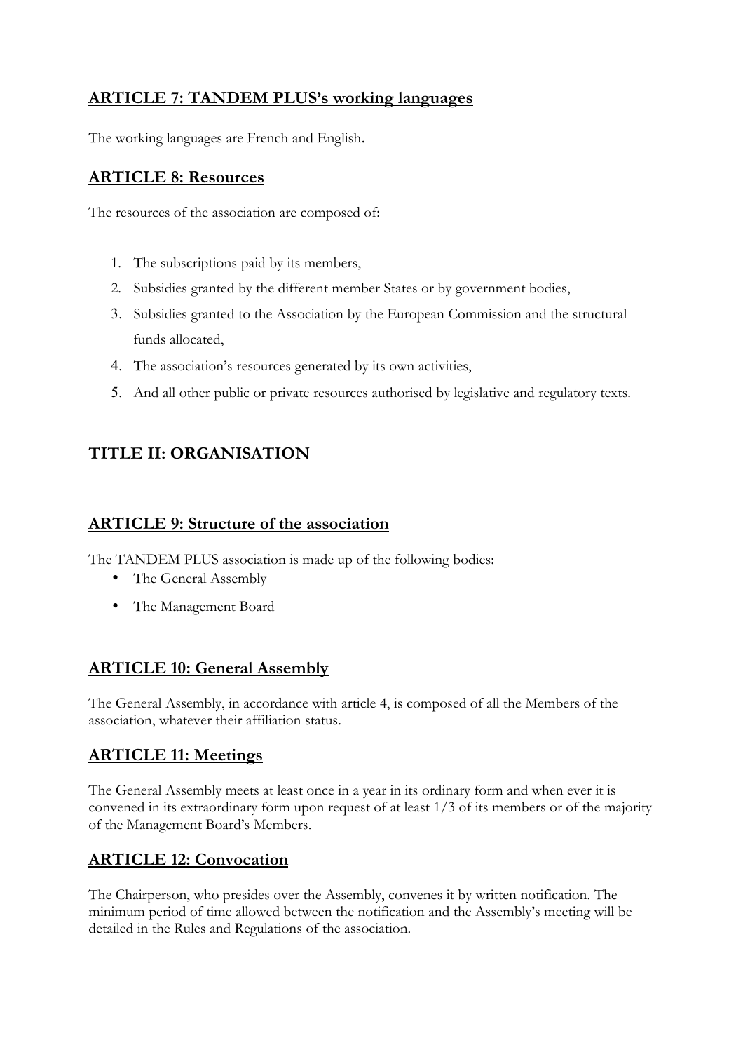## **ARTICLE 7: TANDEM PLUS's working languages**

The working languages are French and English.

## **ARTICLE 8: Resources**

The resources of the association are composed of:

1. The subscriptions paid by its members,
2. Subsidies granted by the different member States or by government bodies,
3. Subsidies granted to the Association by the European Commission and the structural funds allocated,
4. The association's resources generated by its own activities,
5. And all other public or private resources authorised by legislative and regulatory texts.

# TITLE II: ORGANISATION

## **ARTICLE 9: Structure of the association**

The TANDEM PLUS association is made up of the following bodies:

- The General Assembly
- The Management Board

## **ARTICLE 10: General Assembly**

The General Assembly, in accordance with article 4, is composed of all the Members of the association, whatever their affiliation status.

## **ARTICLE 11: Meetings**

The General Assembly meets at least once in a year in its ordinary form and when ever it is convened in its extraordinary form upon request of at least 1/3 of its members or of the majority of the Management Board's Members.

## **ARTICLE 12: Convocation**

The Chairperson, who presides over the Assembly, convenes it by written notification. The minimum period of time allowed between the notification and the Assembly's meeting will be detailed in the Rules and Regulations of the association.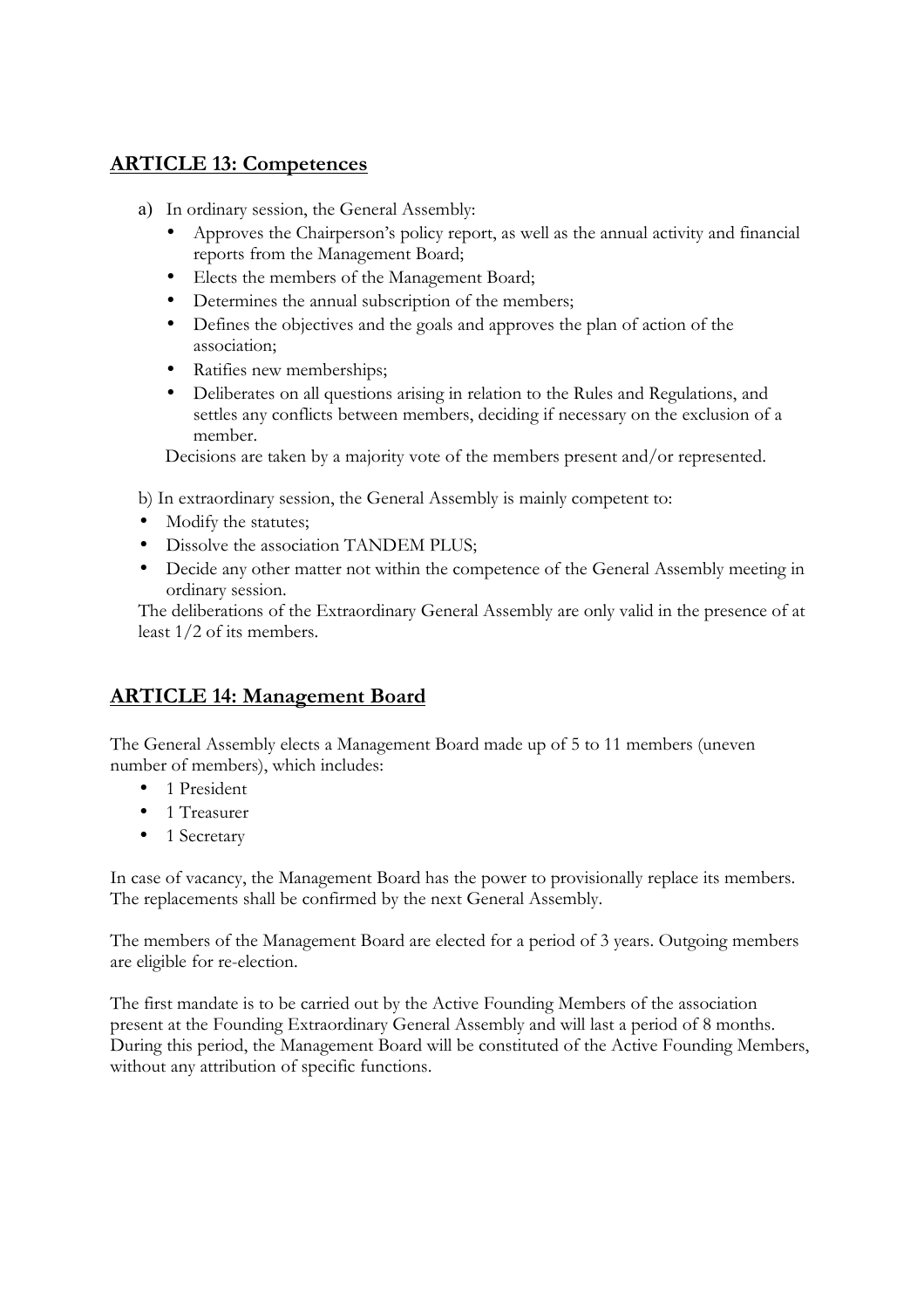## **ARTICLE 13: Competences**

a) In ordinary session, the General Assembly:
   - Approves the Chairperson's policy report, as well as the annual activity and financial reports from the Management Board;
   - Elects the members of the Management Board;
   - Determines the annual subscription of the members;
   - Defines the objectives and the goals and approves the plan of action of the association;
   - Ratifies new memberships;
   - Deliberates on all questions arising in relation to the Rules and Regulations, and settles any conflicts between members, deciding if necessary on the exclusion of a member.

   Decisions are taken by a majority vote of the members present and/or represented.

b) In extraordinary session, the General Assembly is mainly competent to:
- Modify the statutes;
- Dissolve the association TANDEM PLUS;
- Decide any other matter not within the competence of the General Assembly meeting in ordinary session.

The deliberations of the Extraordinary General Assembly are only valid in the presence of at least 1/2 of its members.

## **ARTICLE 14: Management Board**

The General Assembly elects a Management Board made up of 5 to 11 members (uneven number of members), which includes:

- 1 President
- 1 Treasurer
- 1 Secretary

In case of vacancy, the Management Board has the power to provisionally replace its members. The replacements shall be confirmed by the next General Assembly.

The members of the Management Board are elected for a period of 3 years. Outgoing members are eligible for re-election.

The first mandate is to be carried out by the Active Founding Members of the association present at the Founding Extraordinary General Assembly and will last a period of 8 months. During this period, the Management Board will be constituted of the Active Founding Members, without any attribution of specific functions.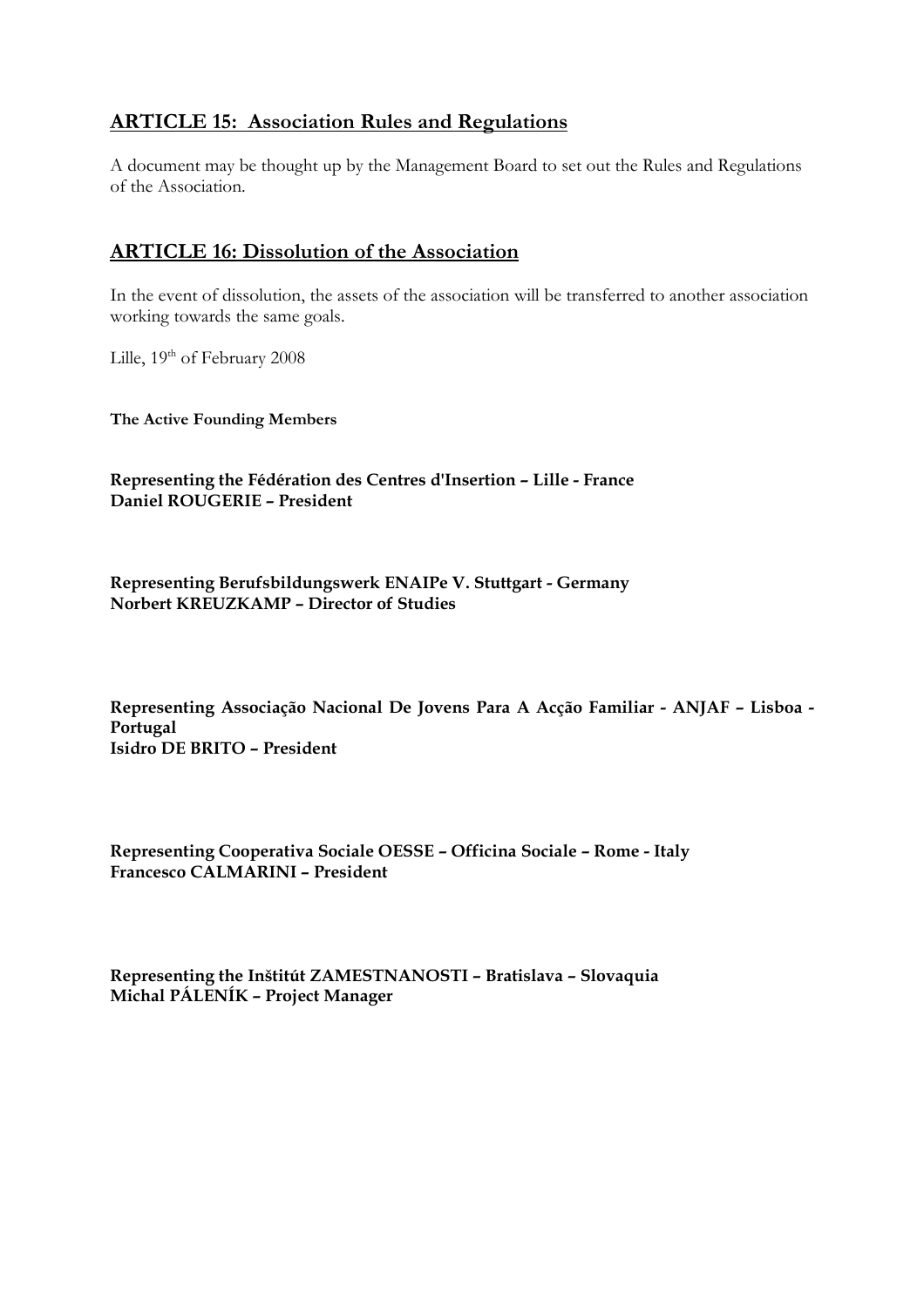## ARTICLE 15: Association Rules and Regulations

A document may be thought up by the Management Board to set out the Rules and Regulations of the Association.

## ARTICLE 16: Dissolution of the Association

In the event of dissolution, the assets of the association will be transferred to another association working towards the same goals.

Lille, 19th of February 2008

**The Active Founding Members**

**Representing the Fédération des Centres d'Insertion – Lille - France**
**Daniel ROUGERIE – President**

**Representing Berufsbildungswerk ENAIPe V. Stuttgart - Germany**
**Norbert KREUZKAMP – Director of Studies**

**Representing Associação Nacional De Jovens Para A Acção Familiar - ANJAF – Lisboa - Portugal**
**Isidro DE BRITO – President**

**Representing Cooperativa Sociale OESSE – Officina Sociale – Rome - Italy**
**Francesco CALMARINI – President**

**Representing the Inštitút ZAMESTNANOSTI – Bratislava – Slovaquia**
**Michal PÁLENÍK – Project Manager**